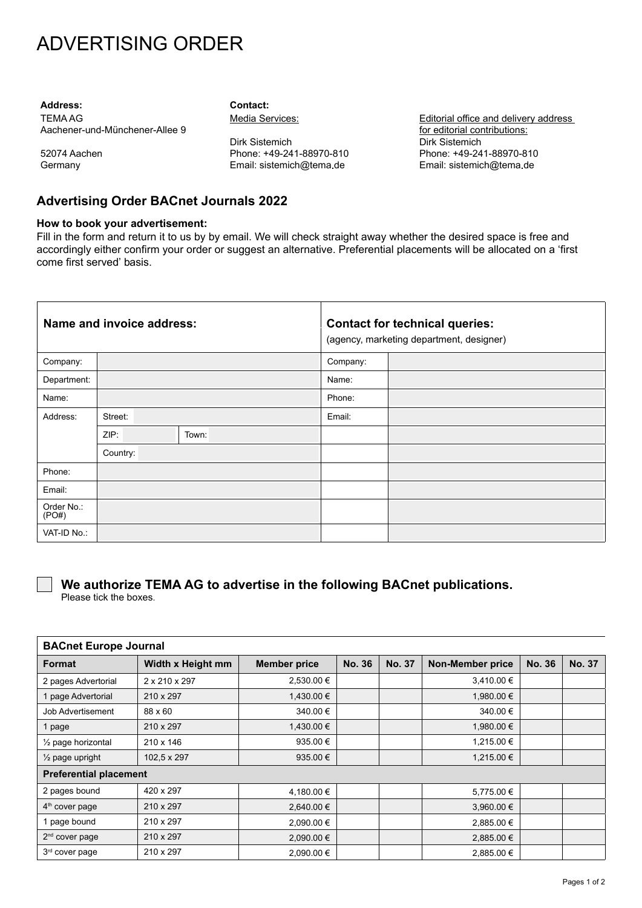# ADVERTISING ORDER

**Address:**
TEMA AG
Aachener-und-Münchener-Allee 9

52074 Aachen
Germany

**Contact:**
Media Services:

Dirk Sistemich
Phone: +49-241-88970-810
Email: sistemich@tema.de

Editorial office and delivery address for editorial contributions:
Dirk Sistemich
Phone: +49-241-88970-810
Email: sistemich@tema.de

## Advertising Order BACnet Journals 2022

**How to book your advertisement:**
Fill in the form and return it to us by by email. We will check straight away whether the desired space is free and accordingly either confirm your order or suggest an alternative. Preferential placements will be allocated on a 'first come first served' basis.

| **Name and invoice address:** | | | | **Contact for technical queries:** (agency, marketing department, designer) | |
|---|---|---|---|---|---|
| Company: | | | | Company: | |
| Department: | | | | Name: | |
| Name: | | | | Phone: | |
| Address: | Street: | | | Email: | |
| | ZIP: | | Town: | | |
| | Country: | | | | |
| Phone: | | | | | |
| Email: | | | | | |
| Order No.: (PO#) | | | | | |
| VAT-ID No.: | | | | | |

☐ **We authorize TEMA AG to advertise in the following BACnet publications.**
Please tick the boxes.

| **BACnet Europe Journal** | | | | | | | |
|---|---|---|---|---|---|---|---|
| **Format** | **Width x Height mm** | **Member price** | **No. 36** | **No. 37** | **Non-Member price** | **No. 36** | **No. 37** |
| 2 pages Advertorial | 2 x 210 x 297 | 2,530.00 € | | | 3,410.00 € | | |
| 1 page Advertorial | 210 x 297 | 1,430.00 € | | | 1,980.00 € | | |
| Job Advertisement | 88 x 60 | 340.00 € | | | 340.00 € | | |
| 1 page | 210 x 297 | 1,430.00 € | | | 1,980.00 € | | |
| ½ page horizontal | 210 x 146 | 935.00 € | | | 1,215.00 € | | |
| ½ page upright | 102,5 x 297 | 935.00 € | | | 1,215.00 € | | |
| **Preferential placement** | | | | | | | |
| 2 pages bound | 420 x 297 | 4,180.00 € | | | 5,775.00 € | | |
| 4th cover page | 210 x 297 | 2,640.00 € | | | 3,960.00 € | | |
| 1 page bound | 210 x 297 | 2,090.00 € | | | 2,885.00 € | | |
| 2nd cover page | 210 x 297 | 2,090.00 € | | | 2,885.00 € | | |
| 3rd cover page | 210 x 297 | 2,090.00 € | | | 2,885.00 € | | |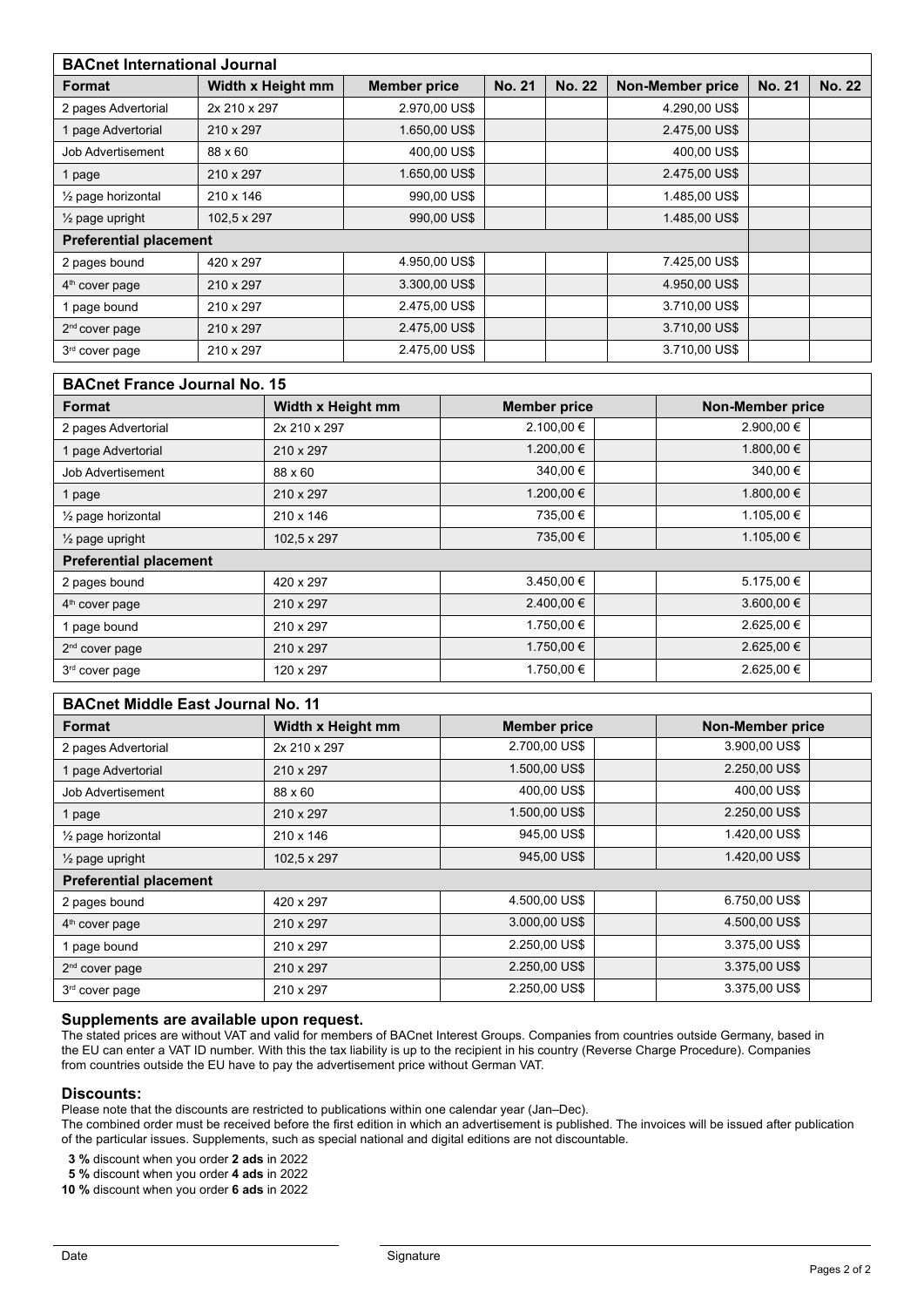| BACnet International Journal | | | | | | | |
|---|---|---|---|---|---|---|---|
| **Format** | **Width x Height mm** | **Member price** | **No. 21** | **No. 22** | **Non-Member price** | **No. 21** | **No. 22** |
| 2 pages Advertorial | 2x 210 x 297 | 2.970,00 US$ | | | 4.290,00 US$ | | |
| 1 page Advertorial | 210 x 297 | 1.650,00 US$ | | | 2.475,00 US$ | | |
| Job Advertisement | 88 x 60 | 400,00 US$ | | | 400,00 US$ | | |
| 1 page | 210 x 297 | 1.650,00 US$ | | | 2.475,00 US$ | | |
| ½ page horizontal | 210 x 146 | 990,00 US$ | | | 1.485,00 US$ | | |
| ½ page upright | 102,5 x 297 | 990,00 US$ | | | 1.485,00 US$ | | |
| **Preferential placement** | | | | | | | |
| 2 pages bound | 420 x 297 | 4.950,00 US$ | | | 7.425,00 US$ | | |
| 4th cover page | 210 x 297 | 3.300,00 US$ | | | 4.950,00 US$ | | |
| 1 page bound | 210 x 297 | 2.475,00 US$ | | | 3.710,00 US$ | | |
| 2nd cover page | 210 x 297 | 2.475,00 US$ | | | 3.710,00 US$ | | |
| 3rd cover page | 210 x 297 | 2.475,00 US$ | | | 3.710,00 US$ | | |

| BACnet France Journal No. 15 | | | | | |
|---|---|---|---|---|---|
| **Format** | **Width x Height mm** | **Member price** | | **Non-Member price** | |
| 2 pages Advertorial | 2x 210 x 297 | 2.100,00 € | | 2.900,00 € | |
| 1 page Advertorial | 210 x 297 | 1.200,00 € | | 1.800,00 € | |
| Job Advertisement | 88 x 60 | 340,00 € | | 340,00 € | |
| 1 page | 210 x 297 | 1.200,00 € | | 1.800,00 € | |
| ½ page horizontal | 210 x 146 | 735,00 € | | 1.105,00 € | |
| ½ page upright | 102,5 x 297 | 735,00 € | | 1.105,00 € | |
| **Preferential placement** | | | | | |
| 2 pages bound | 420 x 297 | 3.450,00 € | | 5.175,00 € | |
| 4th cover page | 210 x 297 | 2.400,00 € | | 3.600,00 € | |
| 1 page bound | 210 x 297 | 1.750,00 € | | 2.625,00 € | |
| 2nd cover page | 210 x 297 | 1.750,00 € | | 2.625,00 € | |
| 3rd cover page | 120 x 297 | 1.750,00 € | | 2.625,00 € | |

| BACnet Middle East Journal No. 11 | | | | | |
|---|---|---|---|---|---|
| **Format** | **Width x Height mm** | **Member price** | | **Non-Member price** | |
| 2 pages Advertorial | 2x 210 x 297 | 2.700,00 US$ | | 3.900,00 US$ | |
| 1 page Advertorial | 210 x 297 | 1.500,00 US$ | | 2.250,00 US$ | |
| Job Advertisement | 88 x 60 | 400,00 US$ | | 400,00 US$ | |
| 1 page | 210 x 297 | 1.500,00 US$ | | 2.250,00 US$ | |
| ½ page horizontal | 210 x 146 | 945,00 US$ | | 1.420,00 US$ | |
| ½ page upright | 102,5 x 297 | 945,00 US$ | | 1.420,00 US$ | |
| **Preferential placement** | | | | | |
| 2 pages bound | 420 x 297 | 4.500,00 US$ | | 6.750,00 US$ | |
| 4th cover page | 210 x 297 | 3.000,00 US$ | | 4.500,00 US$ | |
| 1 page bound | 210 x 297 | 2.250,00 US$ | | 3.375,00 US$ | |
| 2nd cover page | 210 x 297 | 2.250,00 US$ | | 3.375,00 US$ | |
| 3rd cover page | 210 x 297 | 2.250,00 US$ | | 3.375,00 US$ | |

### Supplements are available upon request.

The stated prices are without VAT and valid for members of BACnet Interest Groups. Companies from countries outside Germany, based in the EU can enter a VAT ID number. With this the tax liability is up to the recipient in his country (Reverse Charge Procedure). Companies from countries outside the EU have to pay the advertisement price without German VAT.

### Discounts:

Please note that the discounts are restricted to publications within one calendar year (Jan–Dec).
The combined order must be received before the first edition in which an advertisement is published. The invoices will be issued after publication of the particular issues. Supplements, such as special national and digital editions are not discountable.

**3 %** discount when you order **2 ads** in 2022
**5 %** discount when you order **4 ads** in 2022
**10 %** discount when you order **6 ads** in 2022

Date

Signature